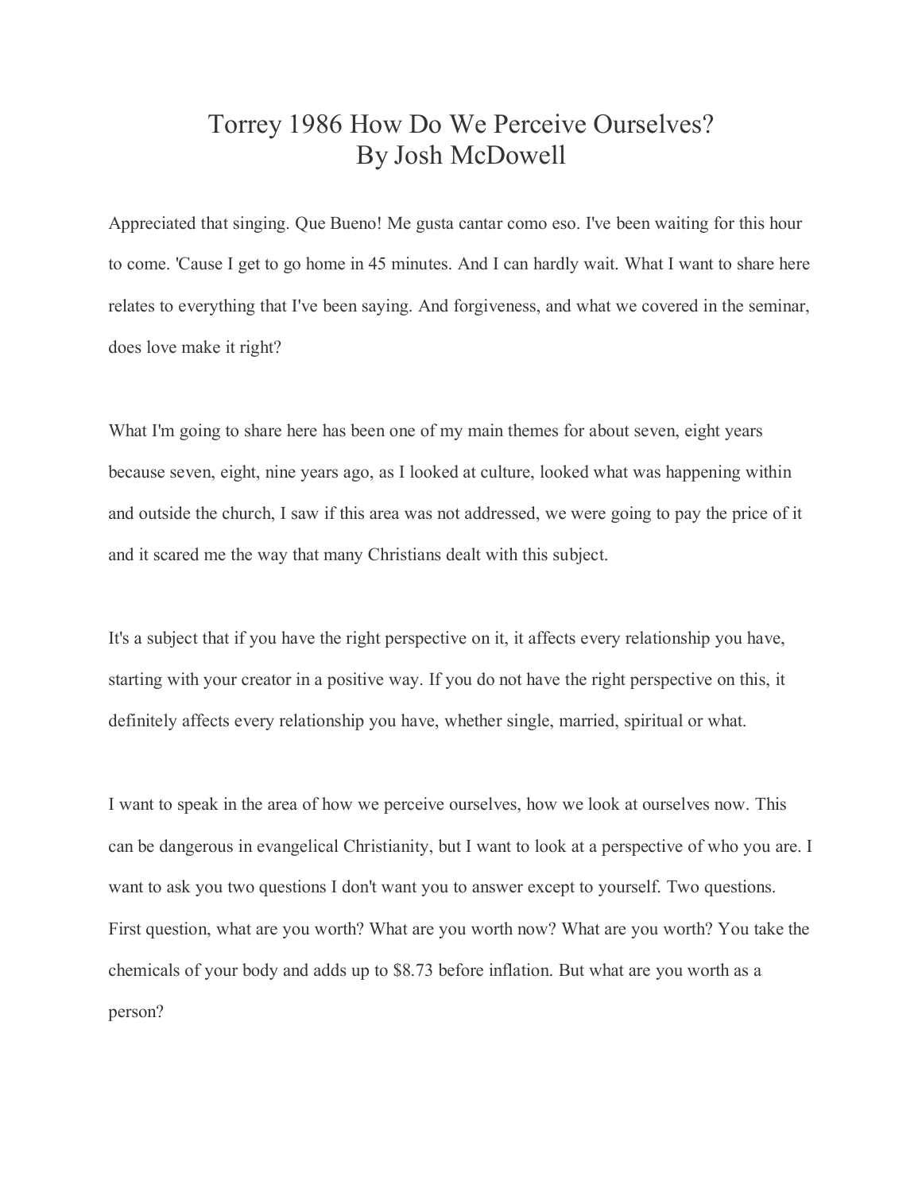# Torrey 1986 How Do We Perceive Ourselves?
# By Josh McDowell

Appreciated that singing. Que Bueno! Me gusta cantar como eso. I've been waiting for this hour to come. 'Cause I get to go home in 45 minutes. And I can hardly wait. What I want to share here relates to everything that I've been saying. And forgiveness, and what we covered in the seminar, does love make it right?

What I'm going to share here has been one of my main themes for about seven, eight years because seven, eight, nine years ago, as I looked at culture, looked what was happening within and outside the church, I saw if this area was not addressed, we were going to pay the price of it and it scared me the way that many Christians dealt with this subject.

It's a subject that if you have the right perspective on it, it affects every relationship you have, starting with your creator in a positive way. If you do not have the right perspective on this, it definitely affects every relationship you have, whether single, married, spiritual or what.

I want to speak in the area of how we perceive ourselves, how we look at ourselves now. This can be dangerous in evangelical Christianity, but I want to look at a perspective of who you are. I want to ask you two questions I don't want you to answer except to yourself. Two questions. First question, what are you worth? What are you worth now? What are you worth? You take the chemicals of your body and adds up to $8.73 before inflation. But what are you worth as a person?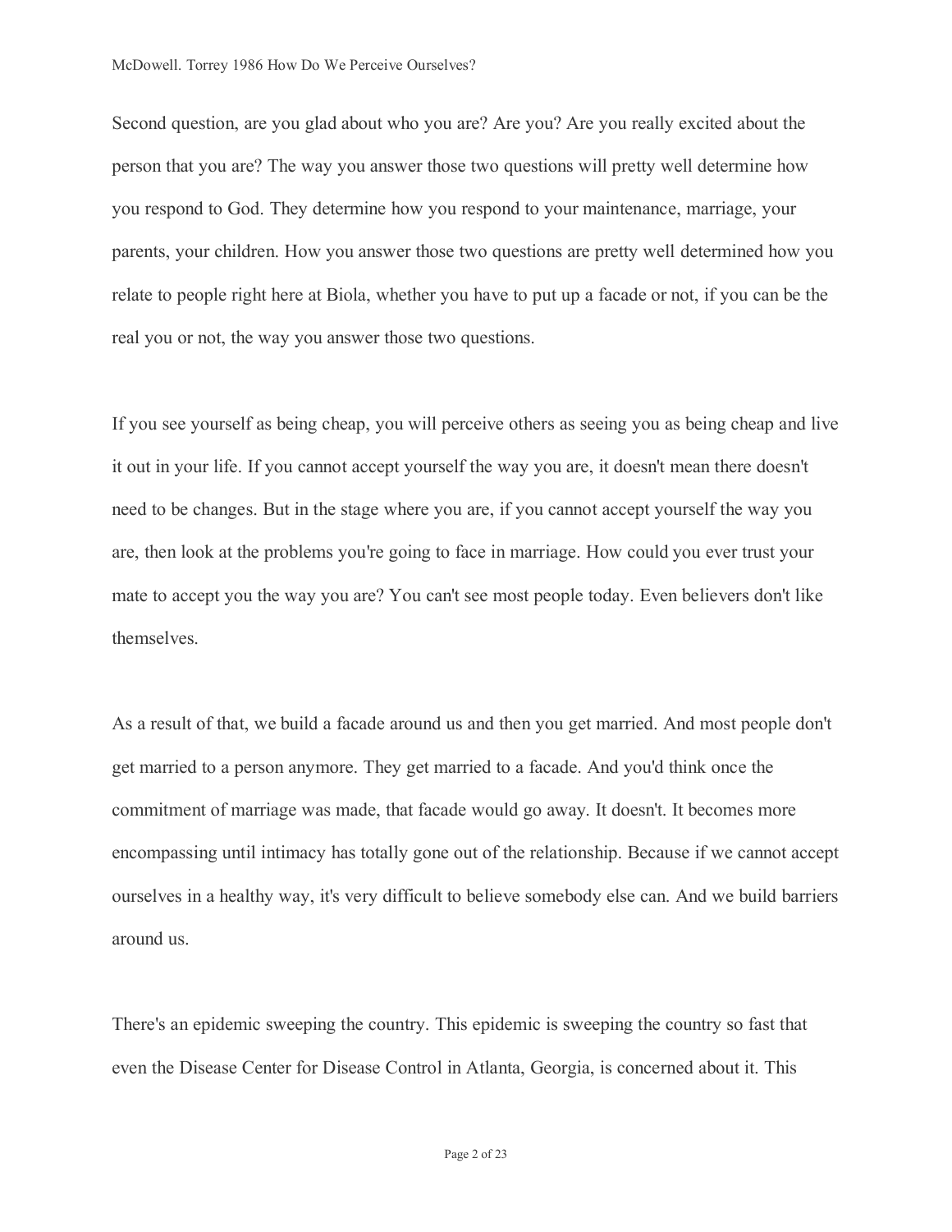Second question, are you glad about who you are? Are you? Are you really excited about the person that you are? The way you answer those two questions will pretty well determine how you respond to God. They determine how you respond to your maintenance, marriage, your parents, your children. How you answer those two questions are pretty well determined how you relate to people right here at Biola, whether you have to put up a facade or not, if you can be the real you or not, the way you answer those two questions.

If you see yourself as being cheap, you will perceive others as seeing you as being cheap and live it out in your life. If you cannot accept yourself the way you are, it doesn't mean there doesn't need to be changes. But in the stage where you are, if you cannot accept yourself the way you are, then look at the problems you're going to face in marriage. How could you ever trust your mate to accept you the way you are? You can't see most people today. Even believers don't like themselves.

As a result of that, we build a facade around us and then you get married. And most people don't get married to a person anymore. They get married to a facade. And you'd think once the commitment of marriage was made, that facade would go away. It doesn't. It becomes more encompassing until intimacy has totally gone out of the relationship. Because if we cannot accept ourselves in a healthy way, it's very difficult to believe somebody else can. And we build barriers around us.

There's an epidemic sweeping the country. This epidemic is sweeping the country so fast that even the Disease Center for Disease Control in Atlanta, Georgia, is concerned about it. This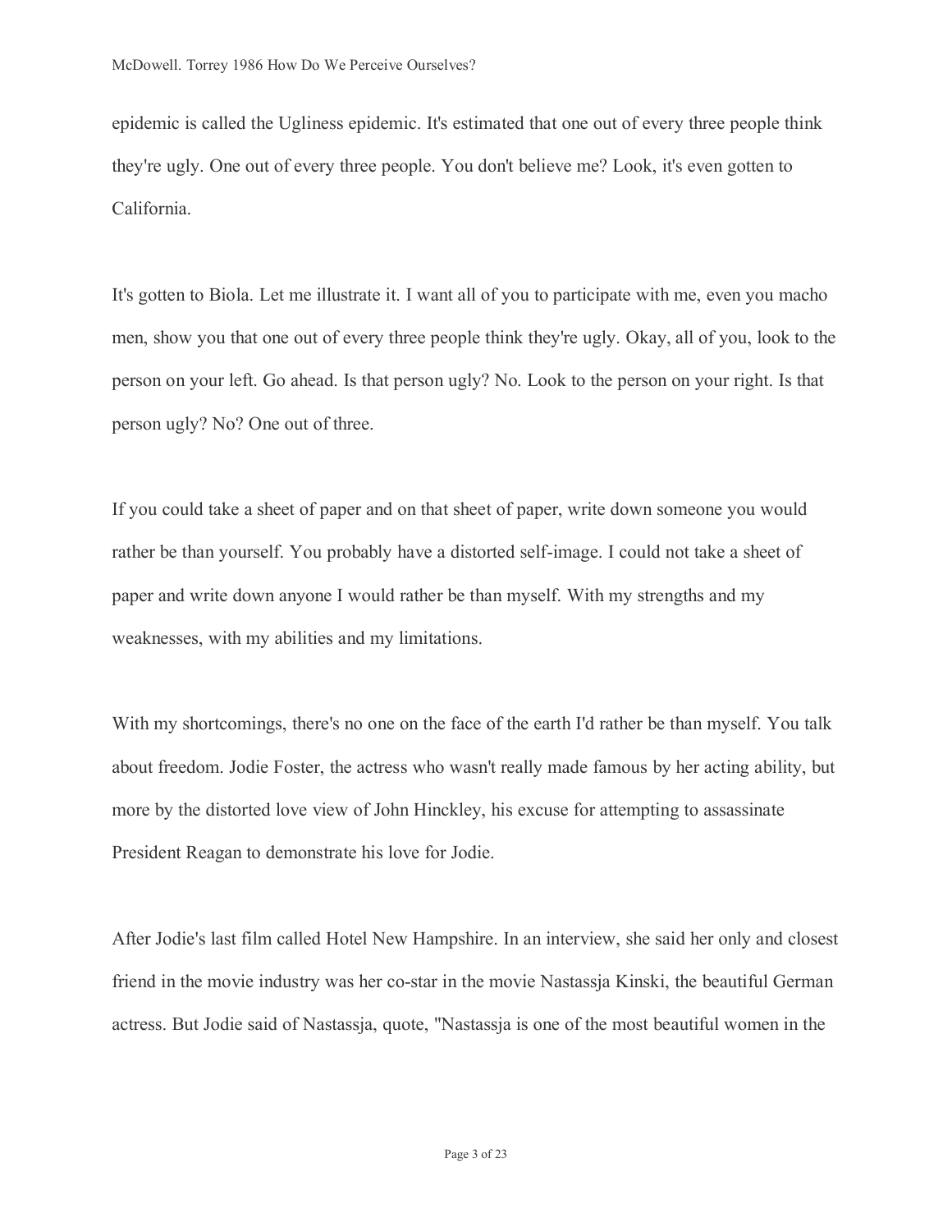epidemic is called the Ugliness epidemic. It's estimated that one out of every three people think they're ugly. One out of every three people. You don't believe me? Look, it's even gotten to California.

It's gotten to Biola. Let me illustrate it. I want all of you to participate with me, even you macho men, show you that one out of every three people think they're ugly. Okay, all of you, look to the person on your left. Go ahead. Is that person ugly? No. Look to the person on your right. Is that person ugly? No? One out of three.

If you could take a sheet of paper and on that sheet of paper, write down someone you would rather be than yourself. You probably have a distorted self-image. I could not take a sheet of paper and write down anyone I would rather be than myself. With my strengths and my weaknesses, with my abilities and my limitations.

With my shortcomings, there's no one on the face of the earth I'd rather be than myself. You talk about freedom. Jodie Foster, the actress who wasn't really made famous by her acting ability, but more by the distorted love view of John Hinckley, his excuse for attempting to assassinate President Reagan to demonstrate his love for Jodie.

After Jodie's last film called Hotel New Hampshire. In an interview, she said her only and closest friend in the movie industry was her co-star in the movie Nastassja Kinski, the beautiful German actress. But Jodie said of Nastassja, quote, "Nastassja is one of the most beautiful women in the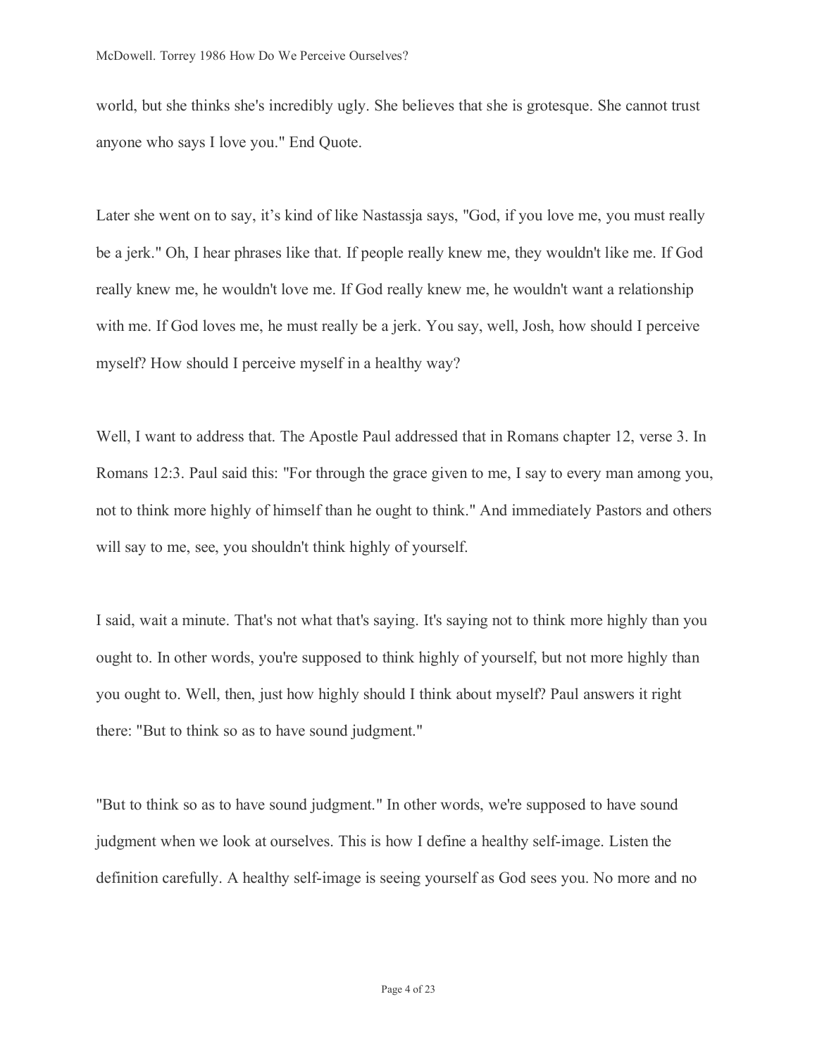world, but she thinks she's incredibly ugly. She believes that she is grotesque. She cannot trust anyone who says I love you." End Quote.

Later she went on to say, it's kind of like Nastassja says, "God, if you love me, you must really be a jerk." Oh, I hear phrases like that. If people really knew me, they wouldn't like me. If God really knew me, he wouldn't love me. If God really knew me, he wouldn't want a relationship with me. If God loves me, he must really be a jerk. You say, well, Josh, how should I perceive myself? How should I perceive myself in a healthy way?

Well, I want to address that. The Apostle Paul addressed that in Romans chapter 12, verse 3. In Romans 12:3. Paul said this: "For through the grace given to me, I say to every man among you, not to think more highly of himself than he ought to think." And immediately Pastors and others will say to me, see, you shouldn't think highly of yourself.

I said, wait a minute. That's not what that's saying. It's saying not to think more highly than you ought to. In other words, you're supposed to think highly of yourself, but not more highly than you ought to. Well, then, just how highly should I think about myself? Paul answers it right there: "But to think so as to have sound judgment."

"But to think so as to have sound judgment." In other words, we're supposed to have sound judgment when we look at ourselves. This is how I define a healthy self-image. Listen the definition carefully. A healthy self-image is seeing yourself as God sees you. No more and no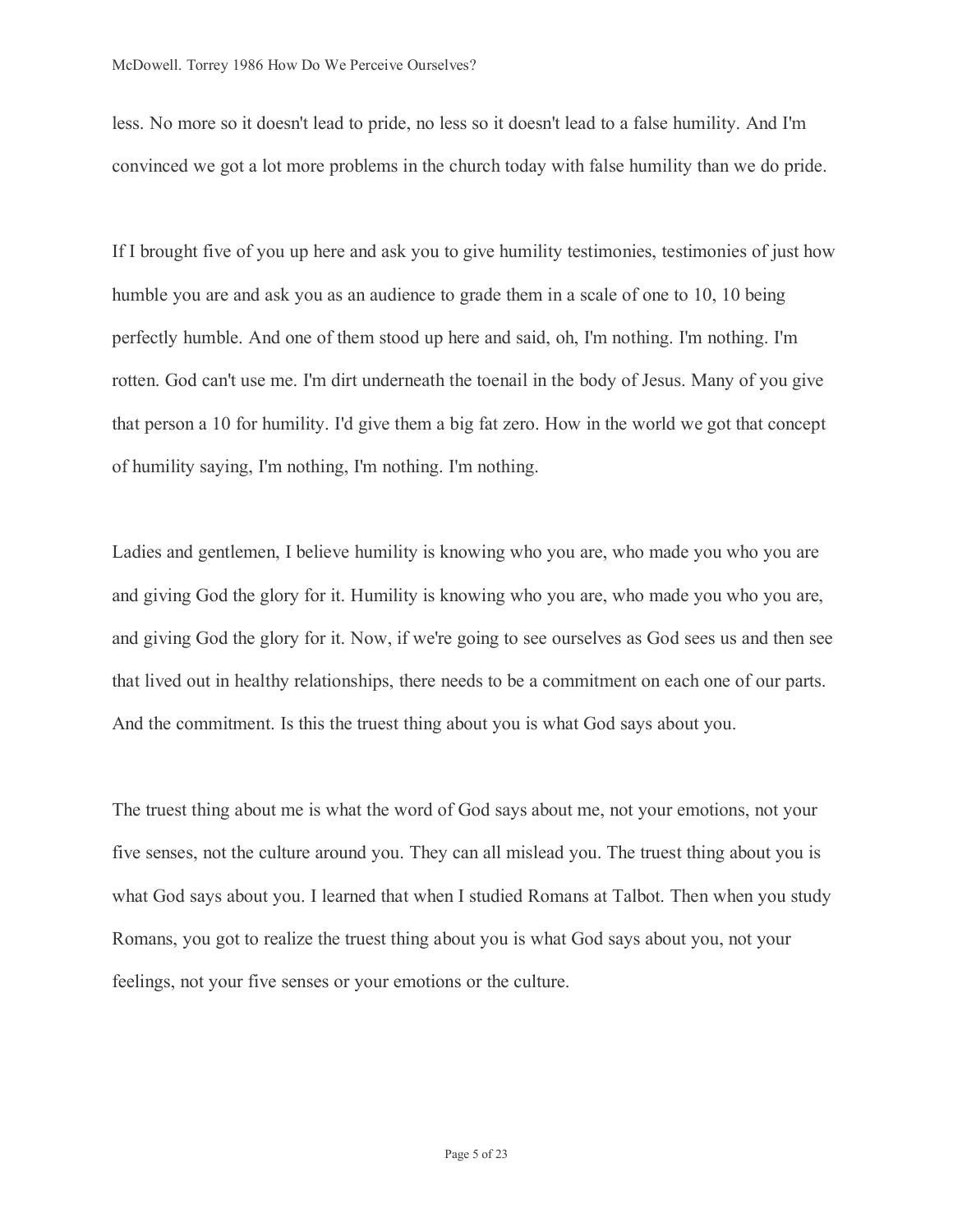less. No more so it doesn't lead to pride, no less so it doesn't lead to a false humility. And I'm convinced we got a lot more problems in the church today with false humility than we do pride.

If I brought five of you up here and ask you to give humility testimonies, testimonies of just how humble you are and ask you as an audience to grade them in a scale of one to 10, 10 being perfectly humble. And one of them stood up here and said, oh, I'm nothing. I'm nothing. I'm rotten. God can't use me. I'm dirt underneath the toenail in the body of Jesus. Many of you give that person a 10 for humility. I'd give them a big fat zero. How in the world we got that concept of humility saying, I'm nothing, I'm nothing. I'm nothing.

Ladies and gentlemen, I believe humility is knowing who you are, who made you who you are and giving God the glory for it. Humility is knowing who you are, who made you who you are, and giving God the glory for it. Now, if we're going to see ourselves as God sees us and then see that lived out in healthy relationships, there needs to be a commitment on each one of our parts. And the commitment. Is this the truest thing about you is what God says about you.

The truest thing about me is what the word of God says about me, not your emotions, not your five senses, not the culture around you. They can all mislead you. The truest thing about you is what God says about you. I learned that when I studied Romans at Talbot. Then when you study Romans, you got to realize the truest thing about you is what God says about you, not your feelings, not your five senses or your emotions or the culture.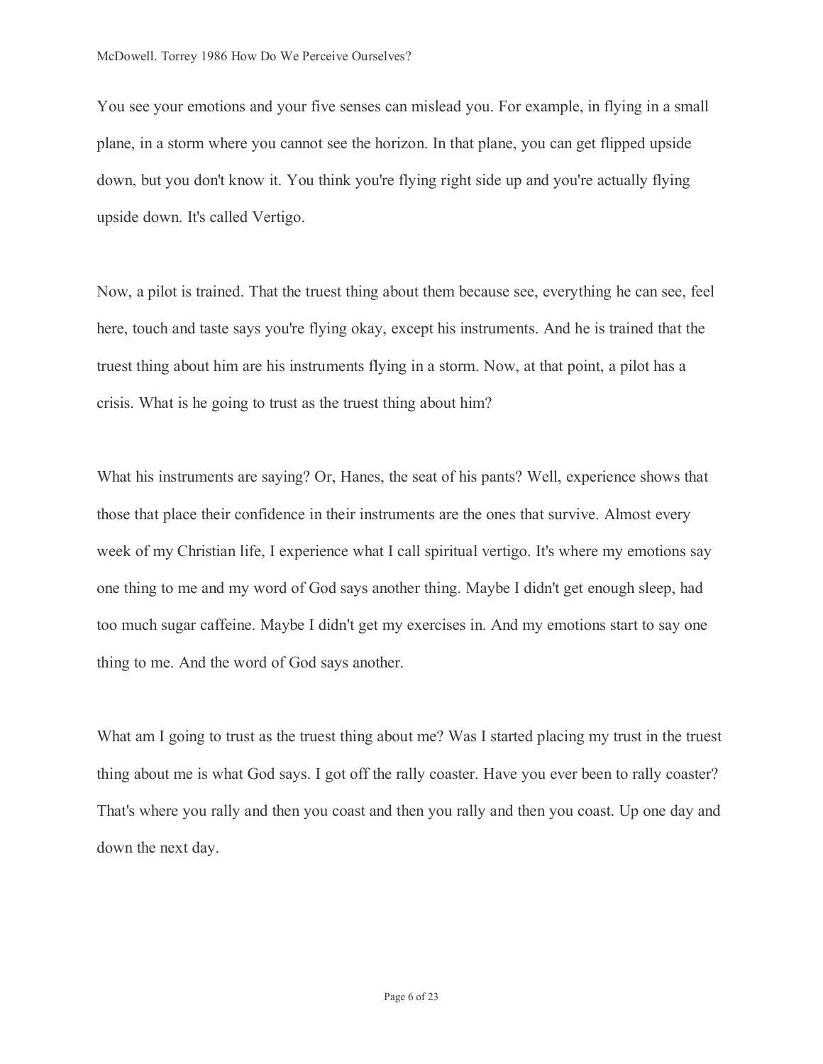You see your emotions and your five senses can mislead you. For example, in flying in a small plane, in a storm where you cannot see the horizon. In that plane, you can get flipped upside down, but you don't know it. You think you're flying right side up and you're actually flying upside down. It's called Vertigo.

Now, a pilot is trained. That the truest thing about them because see, everything he can see, feel here, touch and taste says you're flying okay, except his instruments. And he is trained that the truest thing about him are his instruments flying in a storm. Now, at that point, a pilot has a crisis. What is he going to trust as the truest thing about him?

What his instruments are saying? Or, Hanes, the seat of his pants? Well, experience shows that those that place their confidence in their instruments are the ones that survive. Almost every week of my Christian life, I experience what I call spiritual vertigo. It's where my emotions say one thing to me and my word of God says another thing. Maybe I didn't get enough sleep, had too much sugar caffeine. Maybe I didn't get my exercises in. And my emotions start to say one thing to me. And the word of God says another.

What am I going to trust as the truest thing about me? Was I started placing my trust in the truest thing about me is what God says. I got off the rally coaster. Have you ever been to rally coaster? That's where you rally and then you coast and then you rally and then you coast. Up one day and down the next day.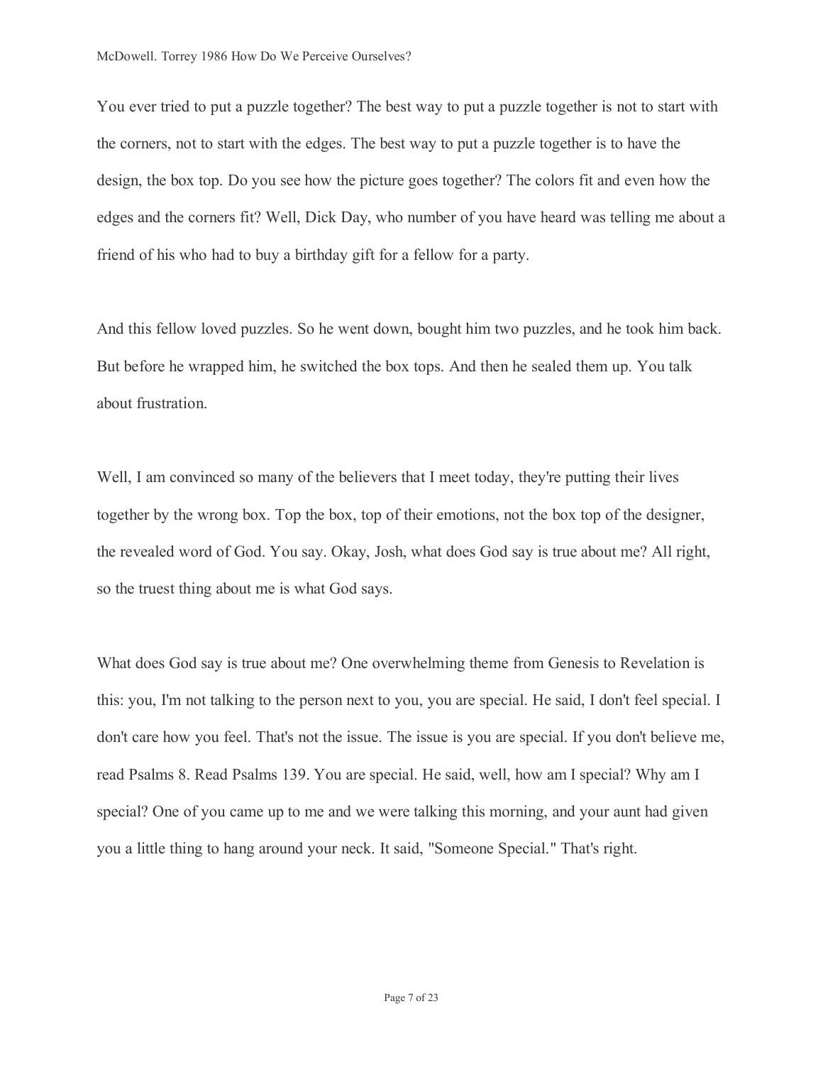You ever tried to put a puzzle together? The best way to put a puzzle together is not to start with the corners, not to start with the edges. The best way to put a puzzle together is to have the design, the box top. Do you see how the picture goes together? The colors fit and even how the edges and the corners fit? Well, Dick Day, who number of you have heard was telling me about a friend of his who had to buy a birthday gift for a fellow for a party.

And this fellow loved puzzles. So he went down, bought him two puzzles, and he took him back. But before he wrapped him, he switched the box tops. And then he sealed them up. You talk about frustration.

Well, I am convinced so many of the believers that I meet today, they're putting their lives together by the wrong box. Top the box, top of their emotions, not the box top of the designer, the revealed word of God. You say. Okay, Josh, what does God say is true about me? All right, so the truest thing about me is what God says.

What does God say is true about me? One overwhelming theme from Genesis to Revelation is this: you, I'm not talking to the person next to you, you are special. He said, I don't feel special. I don't care how you feel. That's not the issue. The issue is you are special. If you don't believe me, read Psalms 8. Read Psalms 139. You are special. He said, well, how am I special? Why am I special? One of you came up to me and we were talking this morning, and your aunt had given you a little thing to hang around your neck. It said, "Someone Special." That's right.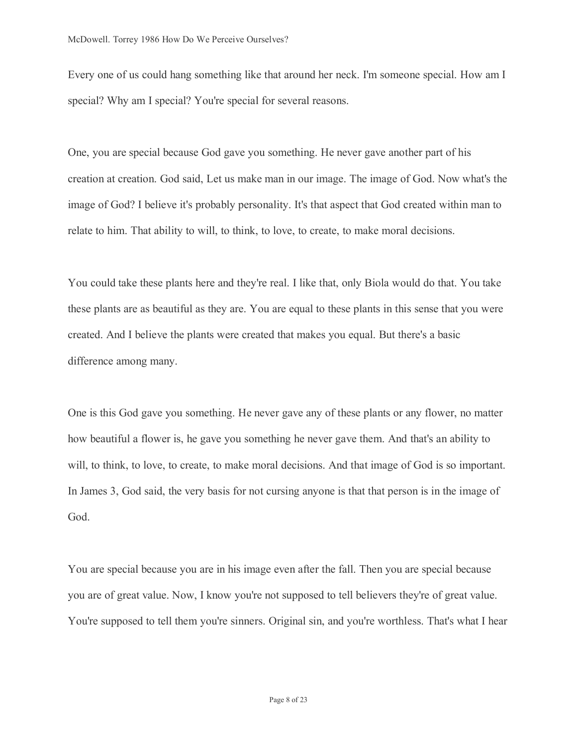Every one of us could hang something like that around her neck. I'm someone special. How am I special? Why am I special? You're special for several reasons.

One, you are special because God gave you something. He never gave another part of his creation at creation. God said, Let us make man in our image. The image of God. Now what's the image of God? I believe it's probably personality. It's that aspect that God created within man to relate to him. That ability to will, to think, to love, to create, to make moral decisions.

You could take these plants here and they're real. I like that, only Biola would do that. You take these plants are as beautiful as they are. You are equal to these plants in this sense that you were created. And I believe the plants were created that makes you equal. But there's a basic difference among many.

One is this God gave you something. He never gave any of these plants or any flower, no matter how beautiful a flower is, he gave you something he never gave them. And that's an ability to will, to think, to love, to create, to make moral decisions. And that image of God is so important. In James 3, God said, the very basis for not cursing anyone is that that person is in the image of God.

You are special because you are in his image even after the fall. Then you are special because you are of great value. Now, I know you're not supposed to tell believers they're of great value. You're supposed to tell them you're sinners. Original sin, and you're worthless. That's what I hear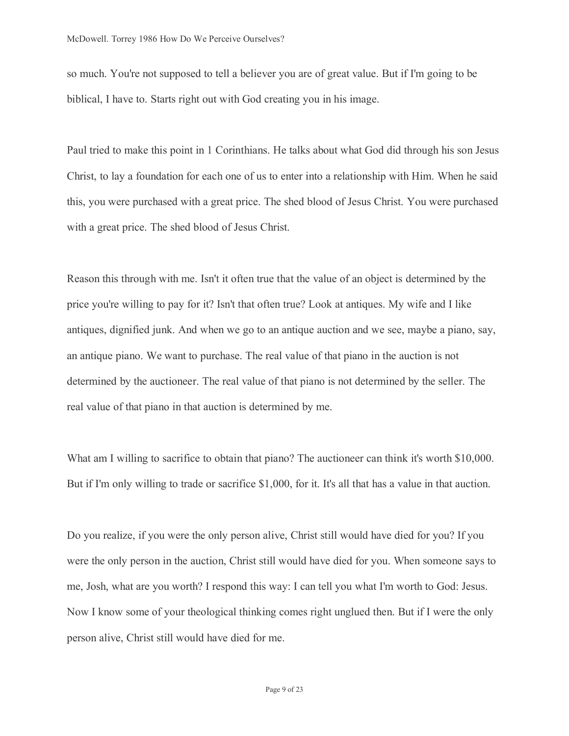so much. You're not supposed to tell a believer you are of great value. But if I'm going to be biblical, I have to. Starts right out with God creating you in his image.

Paul tried to make this point in 1 Corinthians. He talks about what God did through his son Jesus Christ, to lay a foundation for each one of us to enter into a relationship with Him. When he said this, you were purchased with a great price. The shed blood of Jesus Christ. You were purchased with a great price. The shed blood of Jesus Christ.

Reason this through with me. Isn't it often true that the value of an object is determined by the price you're willing to pay for it? Isn't that often true? Look at antiques. My wife and I like antiques, dignified junk. And when we go to an antique auction and we see, maybe a piano, say, an antique piano. We want to purchase. The real value of that piano in the auction is not determined by the auctioneer. The real value of that piano is not determined by the seller. The real value of that piano in that auction is determined by me.

What am I willing to sacrifice to obtain that piano? The auctioneer can think it's worth $10,000. But if I'm only willing to trade or sacrifice $1,000, for it. It's all that has a value in that auction.

Do you realize, if you were the only person alive, Christ still would have died for you? If you were the only person in the auction, Christ still would have died for you. When someone says to me, Josh, what are you worth? I respond this way: I can tell you what I'm worth to God: Jesus. Now I know some of your theological thinking comes right unglued then. But if I were the only person alive, Christ still would have died for me.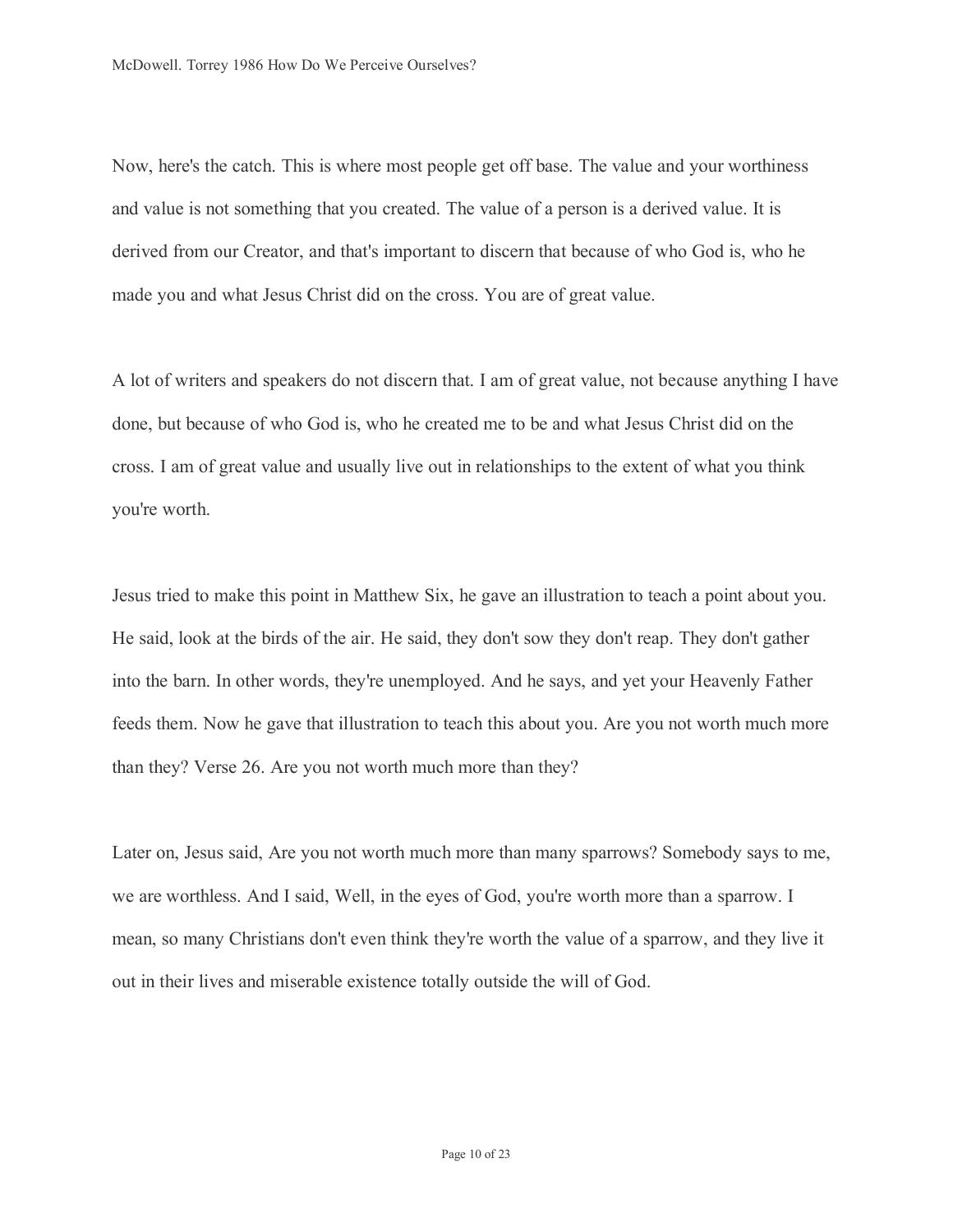Now, here's the catch. This is where most people get off base. The value and your worthiness and value is not something that you created. The value of a person is a derived value. It is derived from our Creator, and that's important to discern that because of who God is, who he made you and what Jesus Christ did on the cross. You are of great value.

A lot of writers and speakers do not discern that. I am of great value, not because anything I have done, but because of who God is, who he created me to be and what Jesus Christ did on the cross. I am of great value and usually live out in relationships to the extent of what you think you're worth.

Jesus tried to make this point in Matthew Six, he gave an illustration to teach a point about you. He said, look at the birds of the air. He said, they don't sow they don't reap. They don't gather into the barn. In other words, they're unemployed. And he says, and yet your Heavenly Father feeds them. Now he gave that illustration to teach this about you. Are you not worth much more than they? Verse 26. Are you not worth much more than they?

Later on, Jesus said, Are you not worth much more than many sparrows? Somebody says to me, we are worthless. And I said, Well, in the eyes of God, you're worth more than a sparrow. I mean, so many Christians don't even think they're worth the value of a sparrow, and they live it out in their lives and miserable existence totally outside the will of God.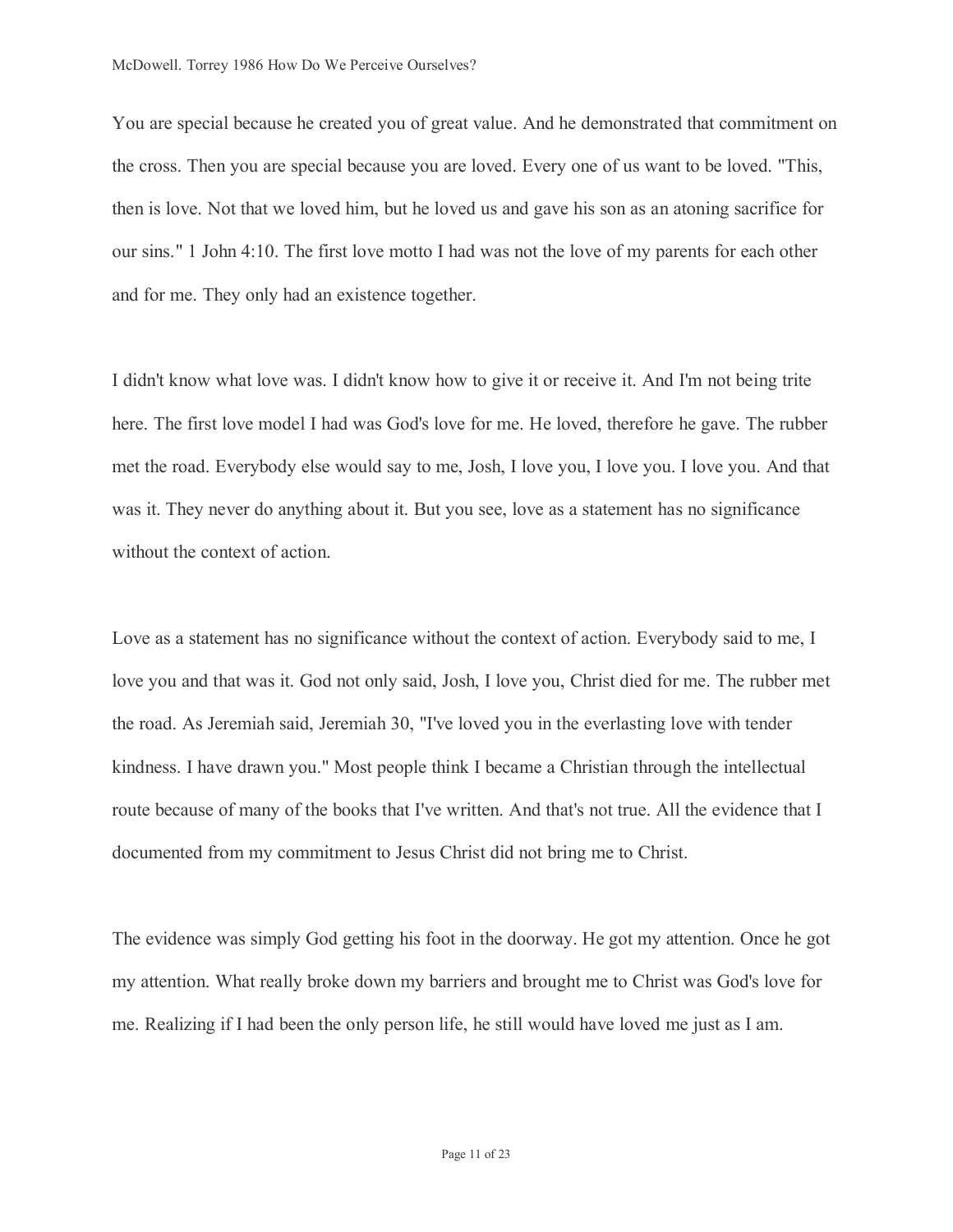You are special because he created you of great value. And he demonstrated that commitment on the cross. Then you are special because you are loved. Every one of us want to be loved. "This, then is love. Not that we loved him, but he loved us and gave his son as an atoning sacrifice for our sins." 1 John 4:10. The first love motto I had was not the love of my parents for each other and for me. They only had an existence together.

I didn't know what love was. I didn't know how to give it or receive it. And I'm not being trite here. The first love model I had was God's love for me. He loved, therefore he gave. The rubber met the road. Everybody else would say to me, Josh, I love you, I love you. I love you. And that was it. They never do anything about it. But you see, love as a statement has no significance without the context of action.

Love as a statement has no significance without the context of action. Everybody said to me, I love you and that was it. God not only said, Josh, I love you, Christ died for me. The rubber met the road. As Jeremiah said, Jeremiah 30, "I've loved you in the everlasting love with tender kindness. I have drawn you." Most people think I became a Christian through the intellectual route because of many of the books that I've written. And that's not true. All the evidence that I documented from my commitment to Jesus Christ did not bring me to Christ.

The evidence was simply God getting his foot in the doorway. He got my attention. Once he got my attention. What really broke down my barriers and brought me to Christ was God's love for me. Realizing if I had been the only person life, he still would have loved me just as I am.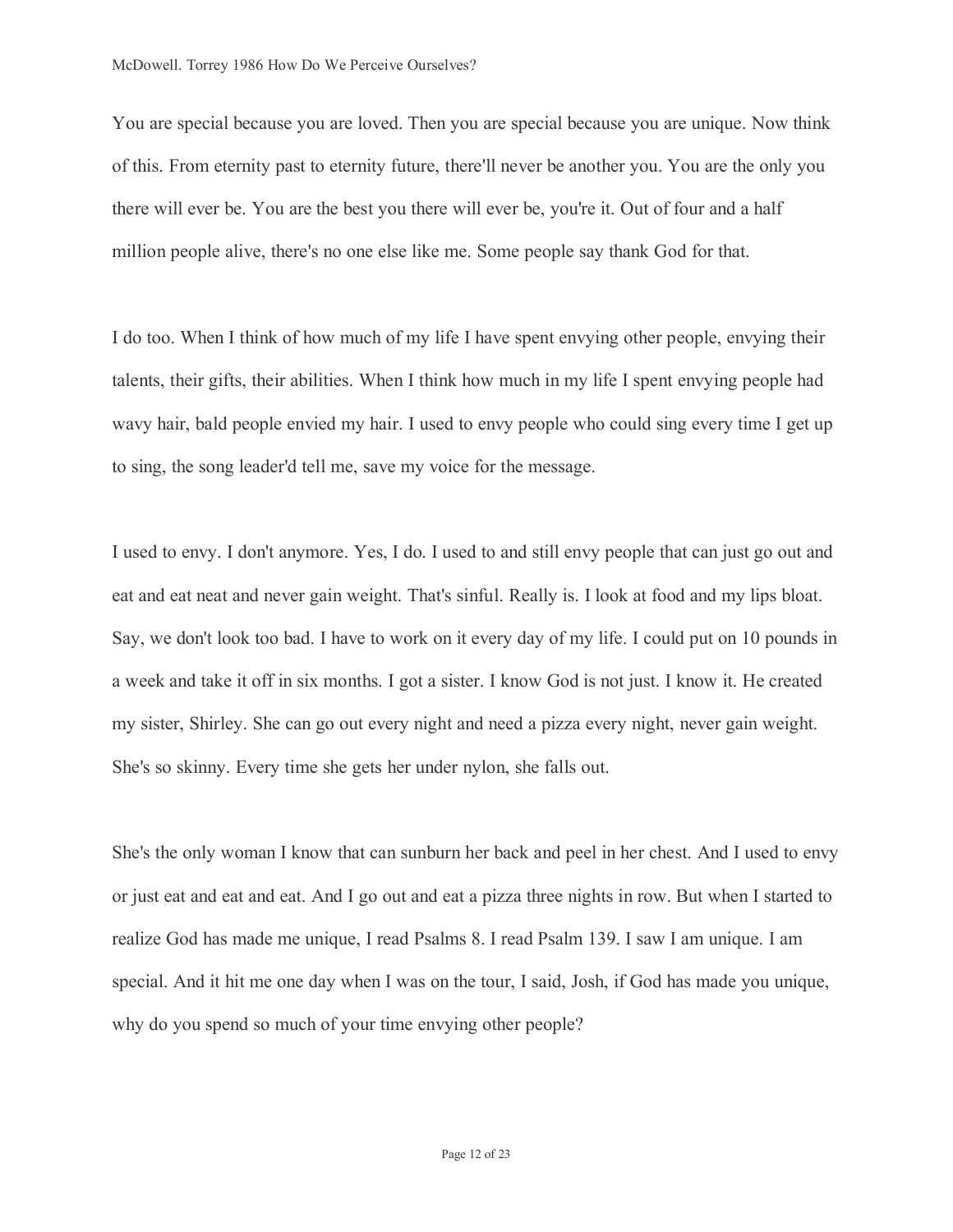You are special because you are loved. Then you are special because you are unique. Now think of this. From eternity past to eternity future, there'll never be another you. You are the only you there will ever be. You are the best you there will ever be, you're it. Out of four and a half million people alive, there's no one else like me. Some people say thank God for that.

I do too. When I think of how much of my life I have spent envying other people, envying their talents, their gifts, their abilities. When I think how much in my life I spent envying people had wavy hair, bald people envied my hair. I used to envy people who could sing every time I get up to sing, the song leader'd tell me, save my voice for the message.

I used to envy. I don't anymore. Yes, I do. I used to and still envy people that can just go out and eat and eat neat and never gain weight. That's sinful. Really is. I look at food and my lips bloat. Say, we don't look too bad. I have to work on it every day of my life. I could put on 10 pounds in a week and take it off in six months. I got a sister. I know God is not just. I know it. He created my sister, Shirley. She can go out every night and need a pizza every night, never gain weight. She's so skinny. Every time she gets her under nylon, she falls out.

She's the only woman I know that can sunburn her back and peel in her chest. And I used to envy or just eat and eat and eat. And I go out and eat a pizza three nights in row. But when I started to realize God has made me unique, I read Psalms 8. I read Psalm 139. I saw I am unique. I am special. And it hit me one day when I was on the tour, I said, Josh, if God has made you unique, why do you spend so much of your time envying other people?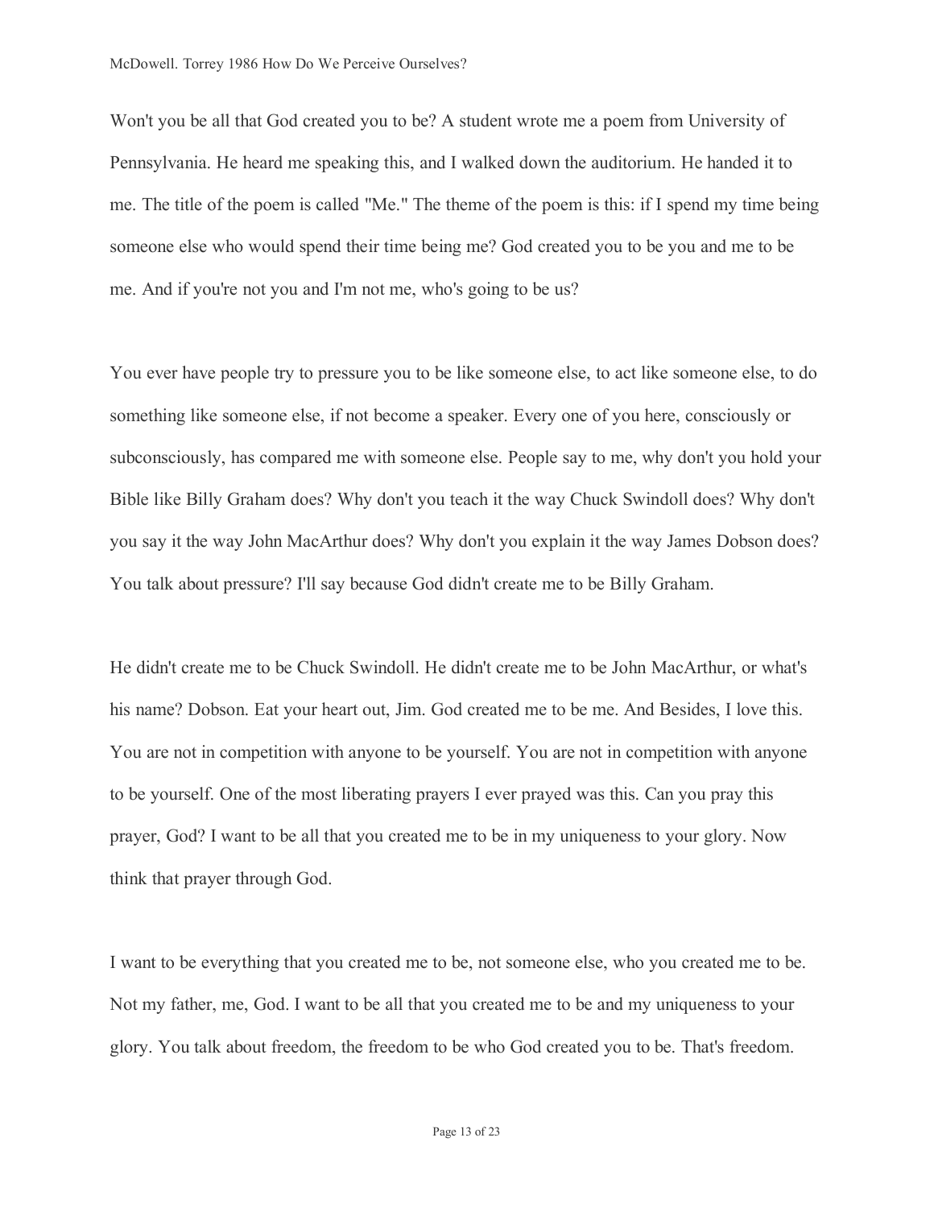Won't you be all that God created you to be? A student wrote me a poem from University of Pennsylvania. He heard me speaking this, and I walked down the auditorium. He handed it to me. The title of the poem is called "Me." The theme of the poem is this: if I spend my time being someone else who would spend their time being me? God created you to be you and me to be me. And if you're not you and I'm not me, who's going to be us?

You ever have people try to pressure you to be like someone else, to act like someone else, to do something like someone else, if not become a speaker. Every one of you here, consciously or subconsciously, has compared me with someone else. People say to me, why don't you hold your Bible like Billy Graham does? Why don't you teach it the way Chuck Swindoll does? Why don't you say it the way John MacArthur does? Why don't you explain it the way James Dobson does? You talk about pressure? I'll say because God didn't create me to be Billy Graham.

He didn't create me to be Chuck Swindoll. He didn't create me to be John MacArthur, or what's his name? Dobson. Eat your heart out, Jim. God created me to be me. And Besides, I love this. You are not in competition with anyone to be yourself. You are not in competition with anyone to be yourself. One of the most liberating prayers I ever prayed was this. Can you pray this prayer, God? I want to be all that you created me to be in my uniqueness to your glory. Now think that prayer through God.

I want to be everything that you created me to be, not someone else, who you created me to be. Not my father, me, God. I want to be all that you created me to be and my uniqueness to your glory. You talk about freedom, the freedom to be who God created you to be. That's freedom.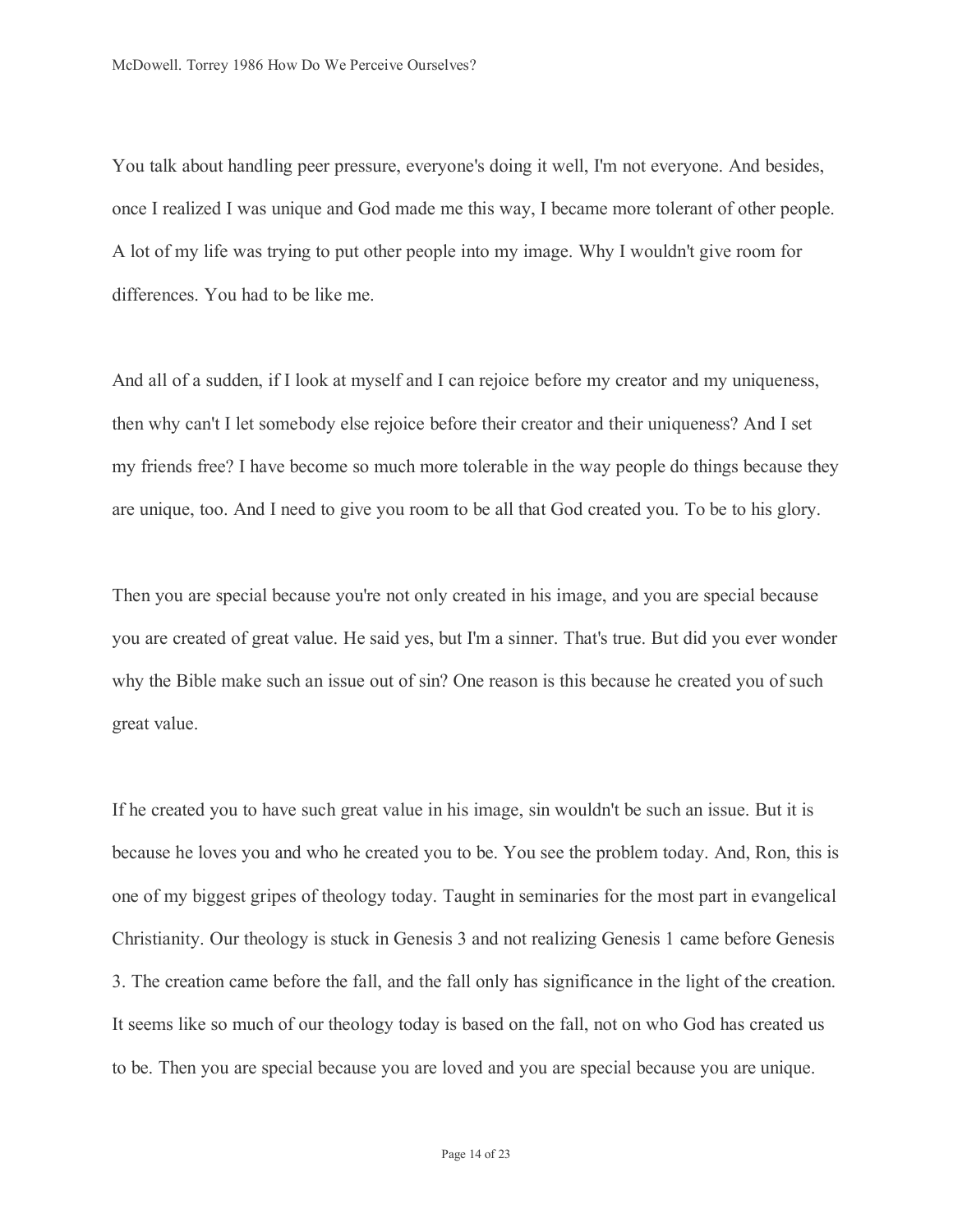You talk about handling peer pressure, everyone's doing it well, I'm not everyone. And besides, once I realized I was unique and God made me this way, I became more tolerant of other people. A lot of my life was trying to put other people into my image. Why I wouldn't give room for differences. You had to be like me.

And all of a sudden, if I look at myself and I can rejoice before my creator and my uniqueness, then why can't I let somebody else rejoice before their creator and their uniqueness? And I set my friends free? I have become so much more tolerable in the way people do things because they are unique, too. And I need to give you room to be all that God created you. To be to his glory.

Then you are special because you're not only created in his image, and you are special because you are created of great value. He said yes, but I'm a sinner. That's true. But did you ever wonder why the Bible make such an issue out of sin? One reason is this because he created you of such great value.

If he created you to have such great value in his image, sin wouldn't be such an issue. But it is because he loves you and who he created you to be. You see the problem today. And, Ron, this is one of my biggest gripes of theology today. Taught in seminaries for the most part in evangelical Christianity. Our theology is stuck in Genesis 3 and not realizing Genesis 1 came before Genesis 3. The creation came before the fall, and the fall only has significance in the light of the creation. It seems like so much of our theology today is based on the fall, not on who God has created us to be. Then you are special because you are loved and you are special because you are unique.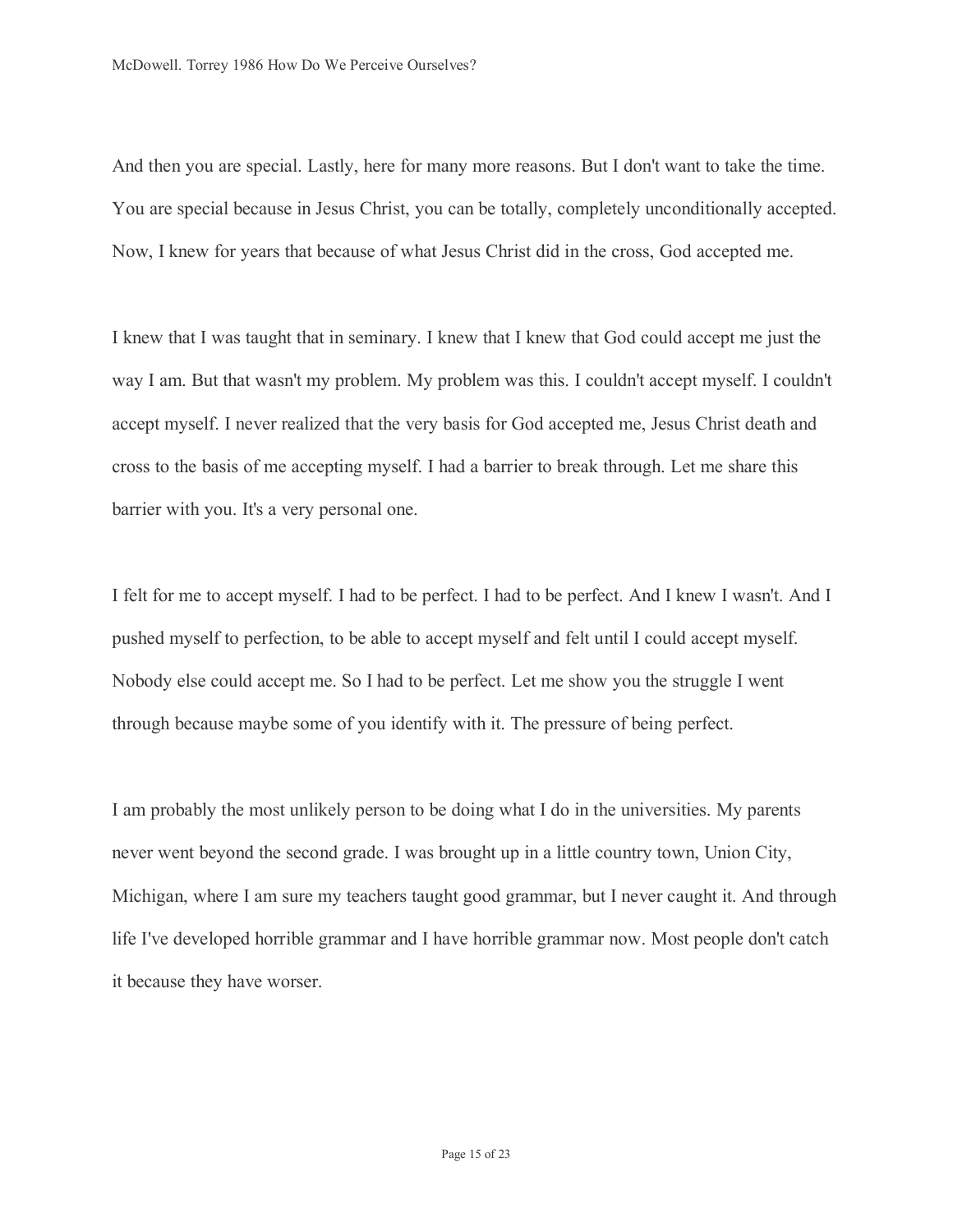And then you are special. Lastly, here for many more reasons. But I don't want to take the time. You are special because in Jesus Christ, you can be totally, completely unconditionally accepted. Now, I knew for years that because of what Jesus Christ did in the cross, God accepted me.

I knew that I was taught that in seminary. I knew that I knew that God could accept me just the way I am. But that wasn't my problem. My problem was this. I couldn't accept myself. I couldn't accept myself. I never realized that the very basis for God accepted me, Jesus Christ death and cross to the basis of me accepting myself. I had a barrier to break through. Let me share this barrier with you. It's a very personal one.

I felt for me to accept myself. I had to be perfect. I had to be perfect. And I knew I wasn't. And I pushed myself to perfection, to be able to accept myself and felt until I could accept myself. Nobody else could accept me. So I had to be perfect. Let me show you the struggle I went through because maybe some of you identify with it. The pressure of being perfect.

I am probably the most unlikely person to be doing what I do in the universities. My parents never went beyond the second grade. I was brought up in a little country town, Union City, Michigan, where I am sure my teachers taught good grammar, but I never caught it. And through life I've developed horrible grammar and I have horrible grammar now. Most people don't catch it because they have worser.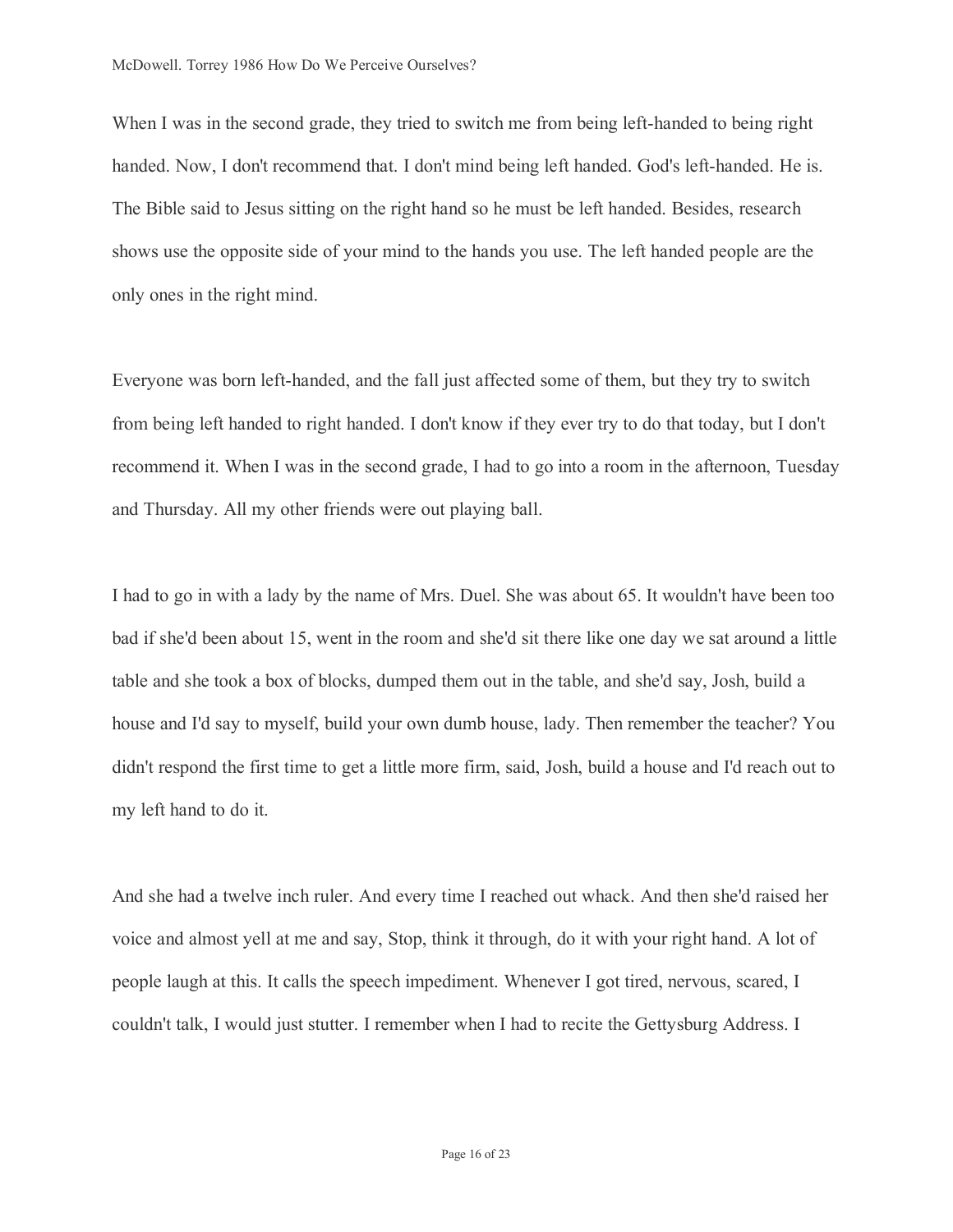When I was in the second grade, they tried to switch me from being left-handed to being right handed. Now, I don't recommend that. I don't mind being left handed. God's left-handed. He is. The Bible said to Jesus sitting on the right hand so he must be left handed. Besides, research shows use the opposite side of your mind to the hands you use. The left handed people are the only ones in the right mind.

Everyone was born left-handed, and the fall just affected some of them, but they try to switch from being left handed to right handed. I don't know if they ever try to do that today, but I don't recommend it. When I was in the second grade, I had to go into a room in the afternoon, Tuesday and Thursday. All my other friends were out playing ball.

I had to go in with a lady by the name of Mrs. Duel. She was about 65. It wouldn't have been too bad if she'd been about 15, went in the room and she'd sit there like one day we sat around a little table and she took a box of blocks, dumped them out in the table, and she'd say, Josh, build a house and I'd say to myself, build your own dumb house, lady. Then remember the teacher? You didn't respond the first time to get a little more firm, said, Josh, build a house and I'd reach out to my left hand to do it.

And she had a twelve inch ruler. And every time I reached out whack. And then she'd raised her voice and almost yell at me and say, Stop, think it through, do it with your right hand. A lot of people laugh at this. It calls the speech impediment. Whenever I got tired, nervous, scared, I couldn't talk, I would just stutter. I remember when I had to recite the Gettysburg Address. I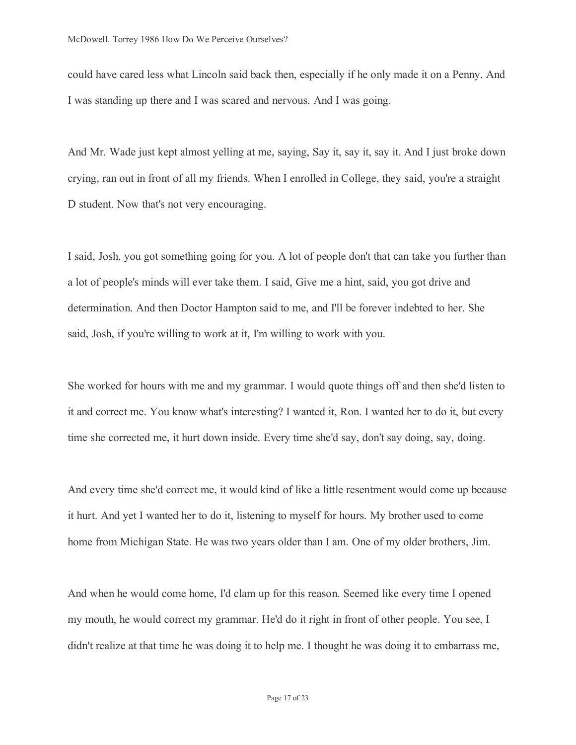could have cared less what Lincoln said back then, especially if he only made it on a Penny. And I was standing up there and I was scared and nervous. And I was going.

And Mr. Wade just kept almost yelling at me, saying, Say it, say it, say it. And I just broke down crying, ran out in front of all my friends. When I enrolled in College, they said, you're a straight D student. Now that's not very encouraging.

I said, Josh, you got something going for you. A lot of people don't that can take you further than a lot of people's minds will ever take them. I said, Give me a hint, said, you got drive and determination. And then Doctor Hampton said to me, and I'll be forever indebted to her. She said, Josh, if you're willing to work at it, I'm willing to work with you.

She worked for hours with me and my grammar. I would quote things off and then she'd listen to it and correct me. You know what's interesting? I wanted it, Ron. I wanted her to do it, but every time she corrected me, it hurt down inside. Every time she'd say, don't say doing, say, doing.

And every time she'd correct me, it would kind of like a little resentment would come up because it hurt. And yet I wanted her to do it, listening to myself for hours. My brother used to come home from Michigan State. He was two years older than I am. One of my older brothers, Jim.

And when he would come home, I'd clam up for this reason. Seemed like every time I opened my mouth, he would correct my grammar. He'd do it right in front of other people. You see, I didn't realize at that time he was doing it to help me. I thought he was doing it to embarrass me,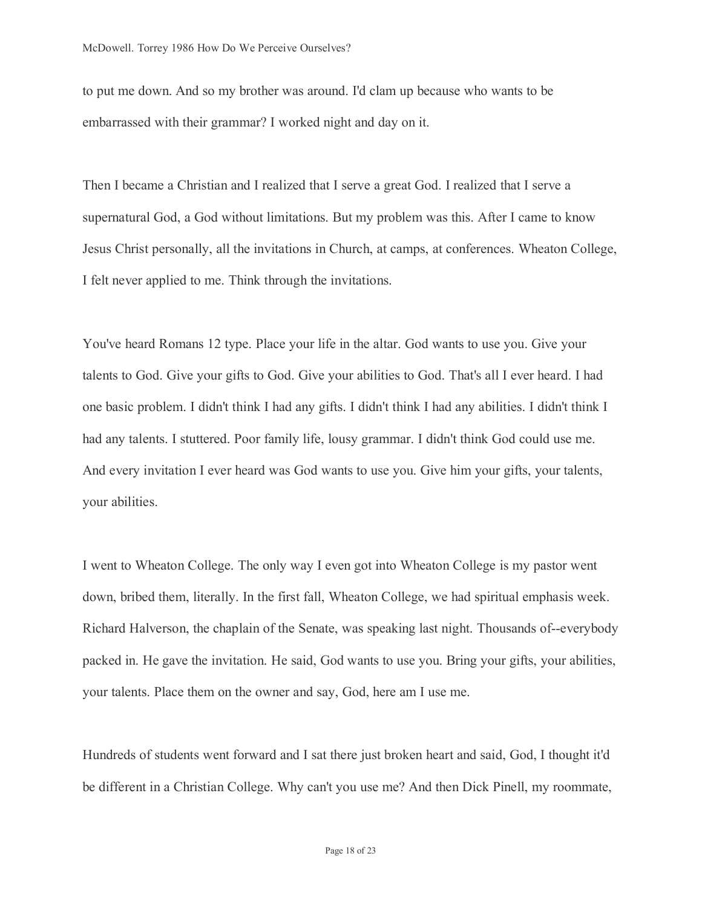to put me down. And so my brother was around. I'd clam up because who wants to be embarrassed with their grammar? I worked night and day on it.

Then I became a Christian and I realized that I serve a great God. I realized that I serve a supernatural God, a God without limitations. But my problem was this. After I came to know Jesus Christ personally, all the invitations in Church, at camps, at conferences. Wheaton College, I felt never applied to me. Think through the invitations.

You've heard Romans 12 type. Place your life in the altar. God wants to use you. Give your talents to God. Give your gifts to God. Give your abilities to God. That's all I ever heard. I had one basic problem. I didn't think I had any gifts. I didn't think I had any abilities. I didn't think I had any talents. I stuttered. Poor family life, lousy grammar. I didn't think God could use me. And every invitation I ever heard was God wants to use you. Give him your gifts, your talents, your abilities.

I went to Wheaton College. The only way I even got into Wheaton College is my pastor went down, bribed them, literally. In the first fall, Wheaton College, we had spiritual emphasis week. Richard Halverson, the chaplain of the Senate, was speaking last night. Thousands of--everybody packed in. He gave the invitation. He said, God wants to use you. Bring your gifts, your abilities, your talents. Place them on the owner and say, God, here am I use me.

Hundreds of students went forward and I sat there just broken heart and said, God, I thought it'd be different in a Christian College. Why can't you use me? And then Dick Pinell, my roommate,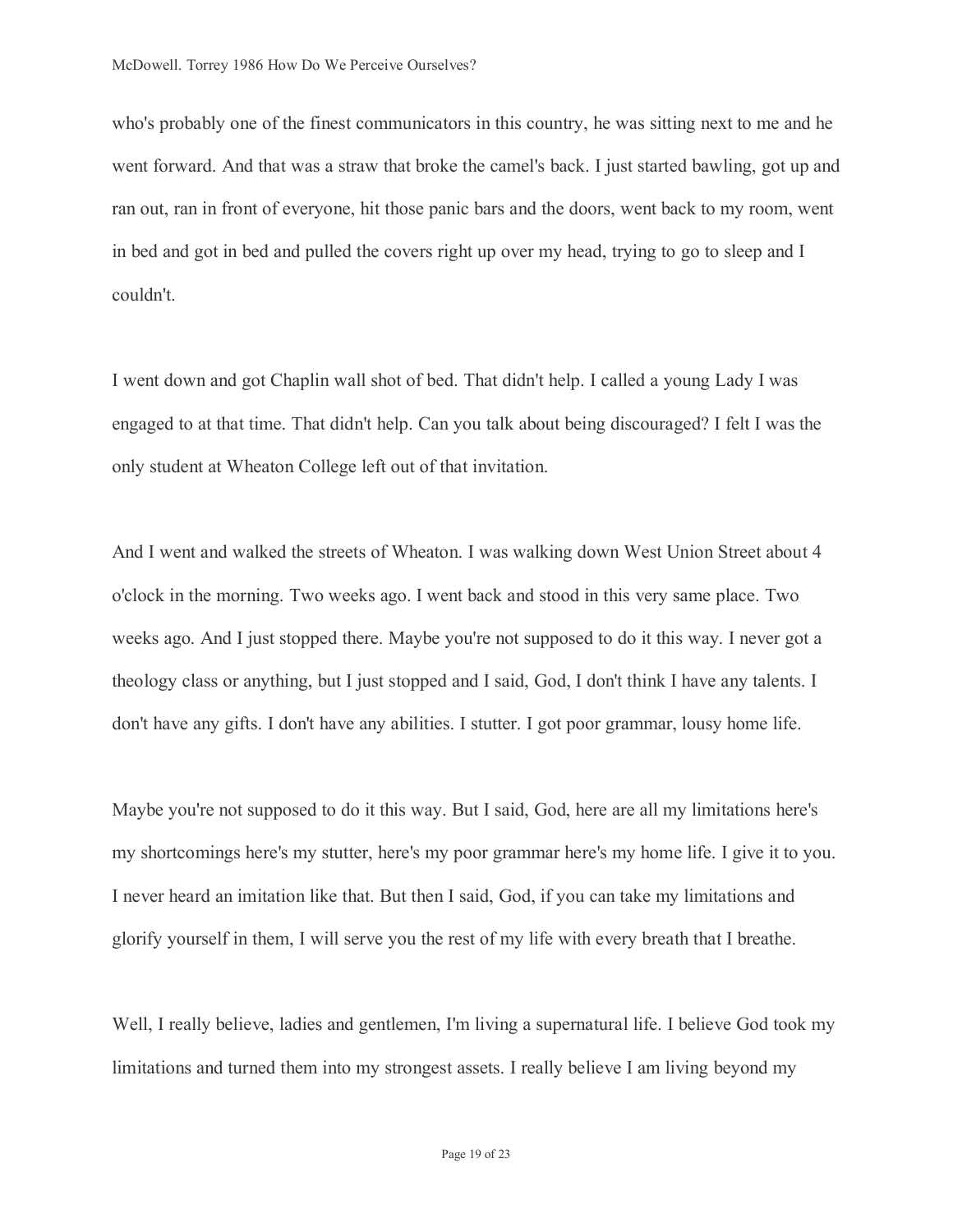who's probably one of the finest communicators in this country, he was sitting next to me and he went forward. And that was a straw that broke the camel's back. I just started bawling, got up and ran out, ran in front of everyone, hit those panic bars and the doors, went back to my room, went in bed and got in bed and pulled the covers right up over my head, trying to go to sleep and I couldn't.

I went down and got Chaplin wall shot of bed. That didn't help. I called a young Lady I was engaged to at that time. That didn't help. Can you talk about being discouraged? I felt I was the only student at Wheaton College left out of that invitation.

And I went and walked the streets of Wheaton. I was walking down West Union Street about 4 o'clock in the morning. Two weeks ago. I went back and stood in this very same place. Two weeks ago. And I just stopped there. Maybe you're not supposed to do it this way. I never got a theology class or anything, but I just stopped and I said, God, I don't think I have any talents. I don't have any gifts. I don't have any abilities. I stutter. I got poor grammar, lousy home life.

Maybe you're not supposed to do it this way. But I said, God, here are all my limitations here's my shortcomings here's my stutter, here's my poor grammar here's my home life. I give it to you. I never heard an imitation like that. But then I said, God, if you can take my limitations and glorify yourself in them, I will serve you the rest of my life with every breath that I breathe.

Well, I really believe, ladies and gentlemen, I'm living a supernatural life. I believe God took my limitations and turned them into my strongest assets. I really believe I am living beyond my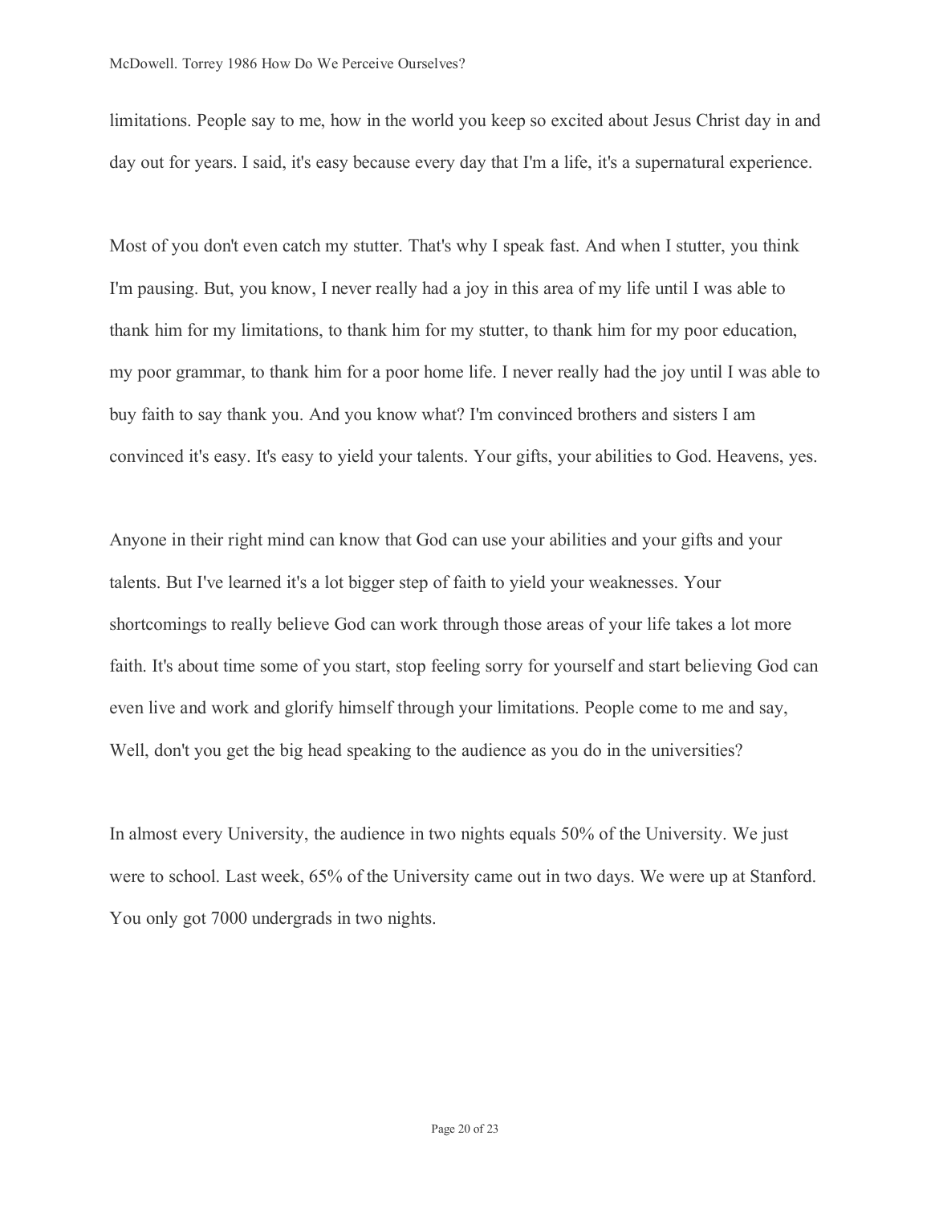limitations. People say to me, how in the world you keep so excited about Jesus Christ day in and day out for years. I said, it's easy because every day that I'm a life, it's a supernatural experience.

Most of you don't even catch my stutter. That's why I speak fast. And when I stutter, you think I'm pausing. But, you know, I never really had a joy in this area of my life until I was able to thank him for my limitations, to thank him for my stutter, to thank him for my poor education, my poor grammar, to thank him for a poor home life. I never really had the joy until I was able to buy faith to say thank you. And you know what? I'm convinced brothers and sisters I am convinced it's easy. It's easy to yield your talents. Your gifts, your abilities to God. Heavens, yes.

Anyone in their right mind can know that God can use your abilities and your gifts and your talents. But I've learned it's a lot bigger step of faith to yield your weaknesses. Your shortcomings to really believe God can work through those areas of your life takes a lot more faith. It's about time some of you start, stop feeling sorry for yourself and start believing God can even live and work and glorify himself through your limitations. People come to me and say, Well, don't you get the big head speaking to the audience as you do in the universities?

In almost every University, the audience in two nights equals 50% of the University. We just were to school. Last week, 65% of the University came out in two days. We were up at Stanford. You only got 7000 undergrads in two nights.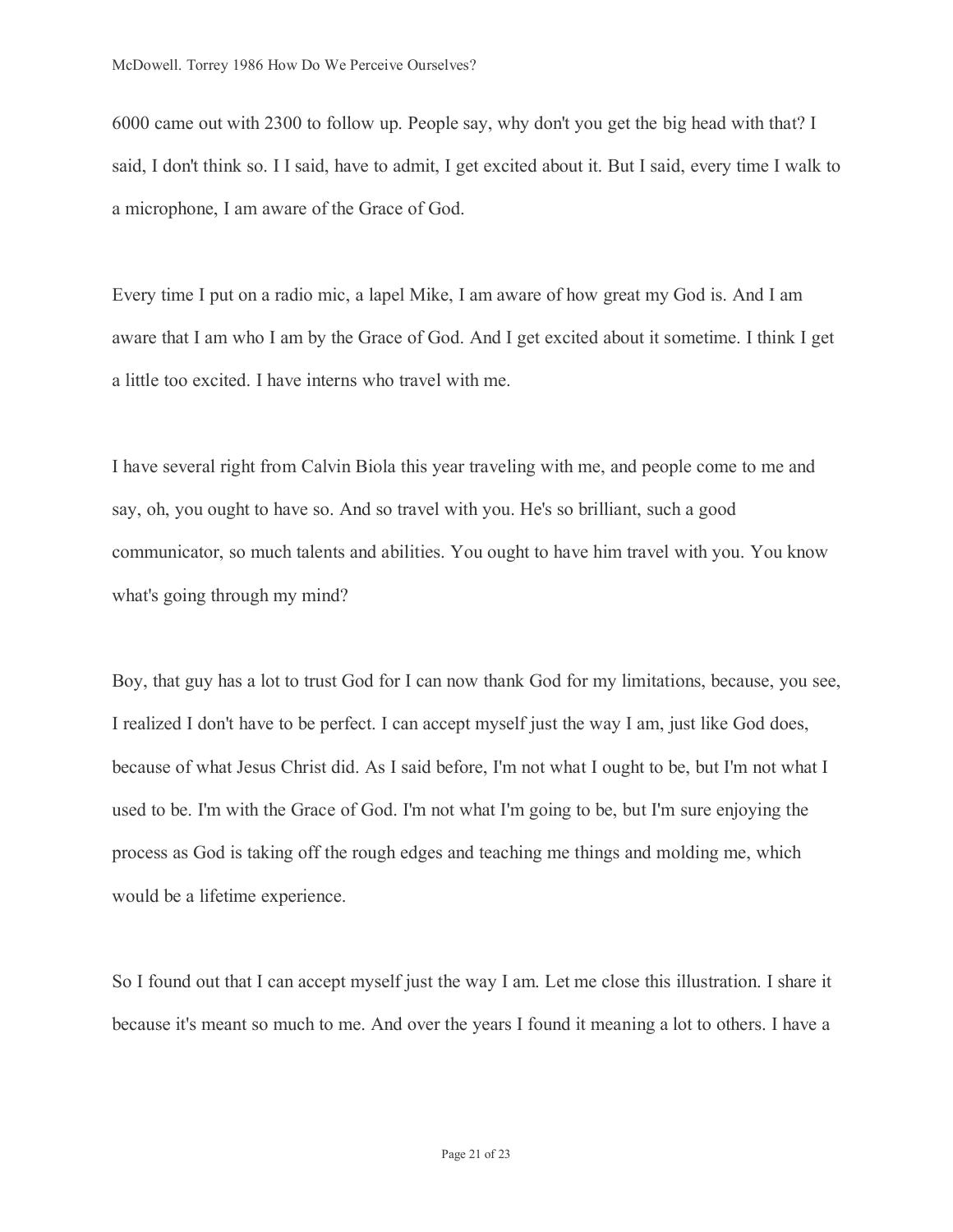6000 came out with 2300 to follow up. People say, why don't you get the big head with that? I said, I don't think so. I I said, have to admit, I get excited about it. But I said, every time I walk to a microphone, I am aware of the Grace of God.

Every time I put on a radio mic, a lapel Mike, I am aware of how great my God is. And I am aware that I am who I am by the Grace of God. And I get excited about it sometime. I think I get a little too excited. I have interns who travel with me.

I have several right from Calvin Biola this year traveling with me, and people come to me and say, oh, you ought to have so. And so travel with you. He's so brilliant, such a good communicator, so much talents and abilities. You ought to have him travel with you. You know what's going through my mind?

Boy, that guy has a lot to trust God for I can now thank God for my limitations, because, you see, I realized I don't have to be perfect. I can accept myself just the way I am, just like God does, because of what Jesus Christ did. As I said before, I'm not what I ought to be, but I'm not what I used to be. I'm with the Grace of God. I'm not what I'm going to be, but I'm sure enjoying the process as God is taking off the rough edges and teaching me things and molding me, which would be a lifetime experience.

So I found out that I can accept myself just the way I am. Let me close this illustration. I share it because it's meant so much to me. And over the years I found it meaning a lot to others. I have a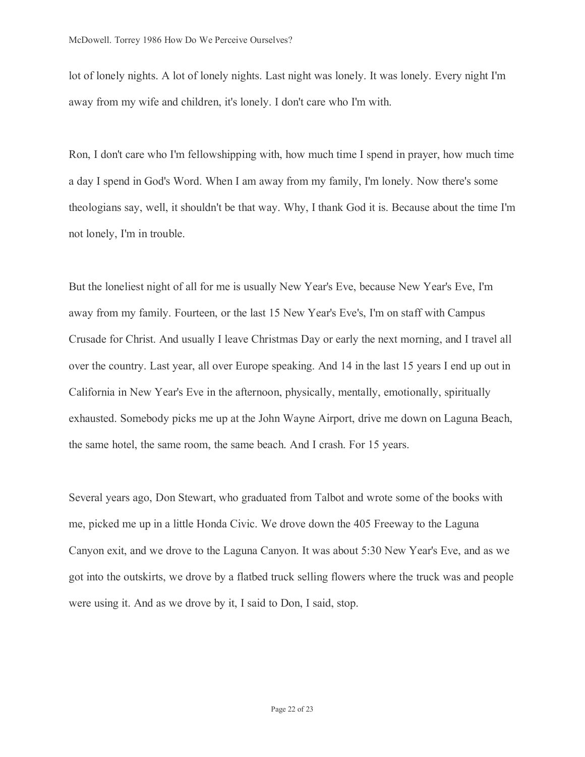lot of lonely nights. A lot of lonely nights. Last night was lonely. It was lonely. Every night I'm away from my wife and children, it's lonely. I don't care who I'm with.

Ron, I don't care who I'm fellowshipping with, how much time I spend in prayer, how much time a day I spend in God's Word. When I am away from my family, I'm lonely. Now there's some theologians say, well, it shouldn't be that way. Why, I thank God it is. Because about the time I'm not lonely, I'm in trouble.

But the loneliest night of all for me is usually New Year's Eve, because New Year's Eve, I'm away from my family. Fourteen, or the last 15 New Year's Eve's, I'm on staff with Campus Crusade for Christ. And usually I leave Christmas Day or early the next morning, and I travel all over the country. Last year, all over Europe speaking. And 14 in the last 15 years I end up out in California in New Year's Eve in the afternoon, physically, mentally, emotionally, spiritually exhausted. Somebody picks me up at the John Wayne Airport, drive me down on Laguna Beach, the same hotel, the same room, the same beach. And I crash. For 15 years.

Several years ago, Don Stewart, who graduated from Talbot and wrote some of the books with me, picked me up in a little Honda Civic. We drove down the 405 Freeway to the Laguna Canyon exit, and we drove to the Laguna Canyon. It was about 5:30 New Year's Eve, and as we got into the outskirts, we drove by a flatbed truck selling flowers where the truck was and people were using it. And as we drove by it, I said to Don, I said, stop.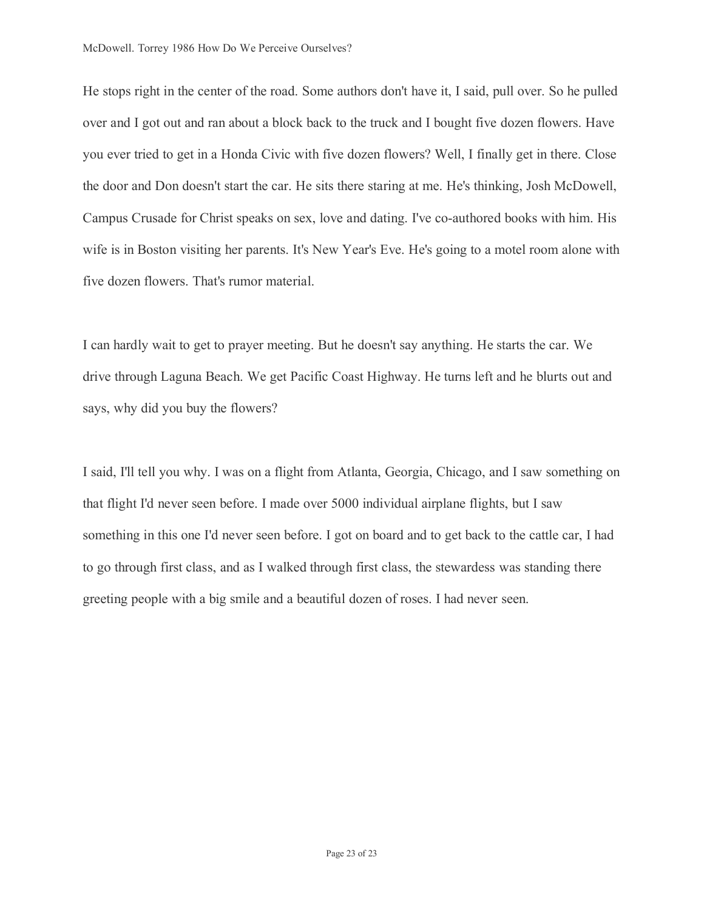He stops right in the center of the road. Some authors don't have it, I said, pull over. So he pulled over and I got out and ran about a block back to the truck and I bought five dozen flowers. Have you ever tried to get in a Honda Civic with five dozen flowers? Well, I finally get in there. Close the door and Don doesn't start the car. He sits there staring at me. He's thinking, Josh McDowell, Campus Crusade for Christ speaks on sex, love and dating. I've co-authored books with him. His wife is in Boston visiting her parents. It's New Year's Eve. He's going to a motel room alone with five dozen flowers. That's rumor material.

I can hardly wait to get to prayer meeting. But he doesn't say anything. He starts the car. We drive through Laguna Beach. We get Pacific Coast Highway. He turns left and he blurts out and says, why did you buy the flowers?

I said, I'll tell you why. I was on a flight from Atlanta, Georgia, Chicago, and I saw something on that flight I'd never seen before. I made over 5000 individual airplane flights, but I saw something in this one I'd never seen before. I got on board and to get back to the cattle car, I had to go through first class, and as I walked through first class, the stewardess was standing there greeting people with a big smile and a beautiful dozen of roses. I had never seen.